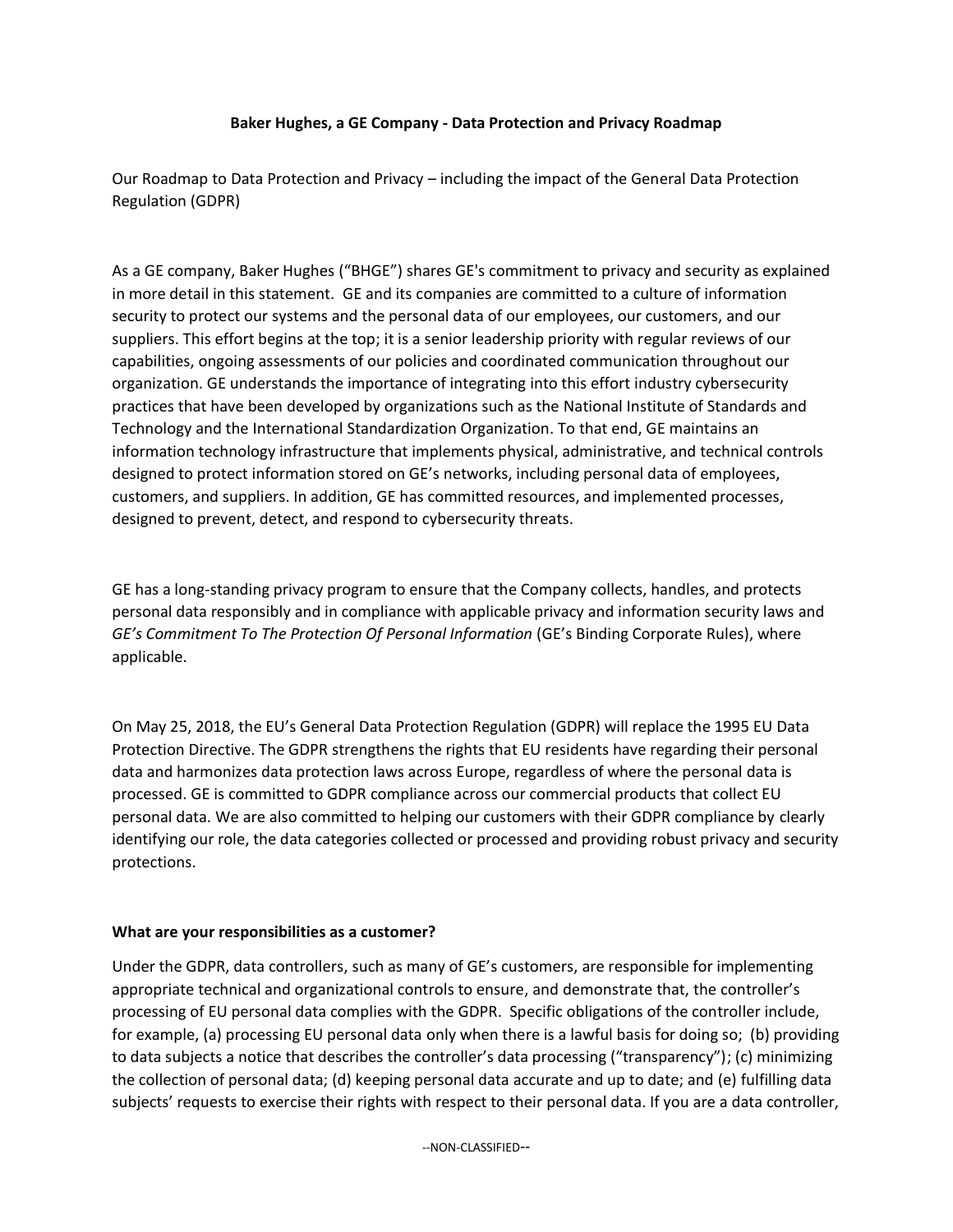# Baker Hughes, a GE Company - Data Protection and Privacy Roadmap

Our Roadmap to Data Protection and Privacy – including the impact of the General Data Protection Regulation (GDPR)

As a GE company, Baker Hughes ("BHGE") shares GE's commitment to privacy and security as explained in more detail in this statement. GE and its companies are committed to a culture of information security to protect our systems and the personal data of our employees, our customers, and our suppliers. This effort begins at the top; it is a senior leadership priority with regular reviews of our capabilities, ongoing assessments of our policies and coordinated communication throughout our organization. GE understands the importance of integrating into this effort industry cybersecurity practices that have been developed by organizations such as the National Institute of Standards and Technology and the International Standardization Organization. To that end, GE maintains an information technology infrastructure that implements physical, administrative, and technical controls designed to protect information stored on GE's networks, including personal data of employees, customers, and suppliers. In addition, GE has committed resources, and implemented processes, designed to prevent, detect, and respond to cybersecurity threats.

GE has a long-standing privacy program to ensure that the Company collects, handles, and protects personal data responsibly and in compliance with applicable privacy and information security laws and *GE's Commitment To The Protection Of Personal Information* (GE's Binding Corporate Rules), where applicable.

On May 25, 2018, the EU's General Data Protection Regulation (GDPR) will replace the 1995 EU Data Protection Directive. The GDPR strengthens the rights that EU residents have regarding their personal data and harmonizes data protection laws across Europe, regardless of where the personal data is processed. GE is committed to GDPR compliance across our commercial products that collect EU personal data. We are also committed to helping our customers with their GDPR compliance by clearly identifying our role, the data categories collected or processed and providing robust privacy and security protections.

## What are your responsibilities as a customer?

Under the GDPR, data controllers, such as many of GE's customers, are responsible for implementing appropriate technical and organizational controls to ensure, and demonstrate that, the controller's processing of EU personal data complies with the GDPR. Specific obligations of the controller include, for example, (a) processing EU personal data only when there is a lawful basis for doing so; (b) providing to data subjects a notice that describes the controller's data processing ("transparency"); (c) minimizing the collection of personal data; (d) keeping personal data accurate and up to date; and (e) fulfilling data subjects' requests to exercise their rights with respect to their personal data. If you are a data controller,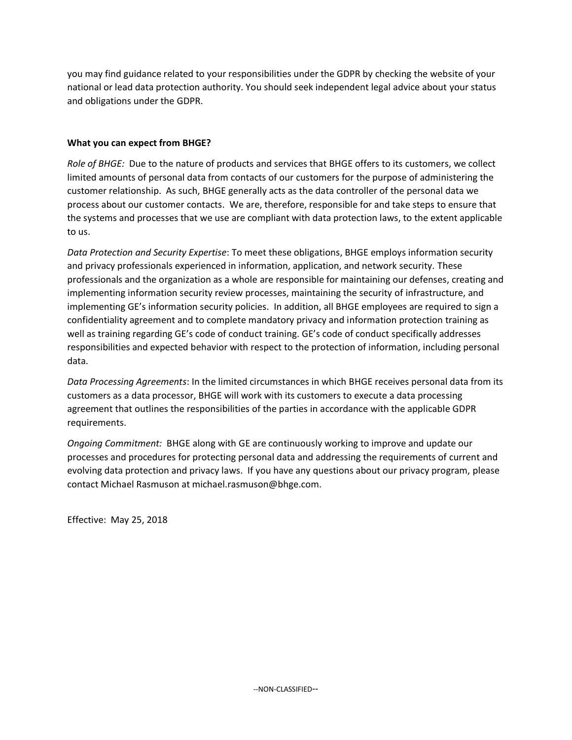you may find guidance related to your responsibilities under the GDPR by checking the website of your national or lead data protection authority. You should seek independent legal advice about your status and obligations under the GDPR.

**What you can expect from BHGE?**

*Role of BHGE:* Due to the nature of products and services that BHGE offers to its customers, we collect limited amounts of personal data from contacts of our customers for the purpose of administering the customer relationship. As such, BHGE generally acts as the data controller of the personal data we process about our customer contacts. We are, therefore, responsible for and take steps to ensure that the systems and processes that we use are compliant with data protection laws, to the extent applicable to us.

*Data Protection and Security Expertise*: To meet these obligations, BHGE employs information security and privacy professionals experienced in information, application, and network security. These professionals and the organization as a whole are responsible for maintaining our defenses, creating and implementing information security review processes, maintaining the security of infrastructure, and implementing GE's information security policies. In addition, all BHGE employees are required to sign a confidentiality agreement and to complete mandatory privacy and information protection training as well as training regarding GE's code of conduct training. GE's code of conduct specifically addresses responsibilities and expected behavior with respect to the protection of information, including personal data.

*Data Processing Agreements*: In the limited circumstances in which BHGE receives personal data from its customers as a data processor, BHGE will work with its customers to execute a data processing agreement that outlines the responsibilities of the parties in accordance with the applicable GDPR requirements.

*Ongoing Commitment:* BHGE along with GE are continuously working to improve and update our processes and procedures for protecting personal data and addressing the requirements of current and evolving data protection and privacy laws. If you have any questions about our privacy program, please contact Michael Rasmuson at michael.rasmuson@bhge.com.

Effective: May 25, 2018